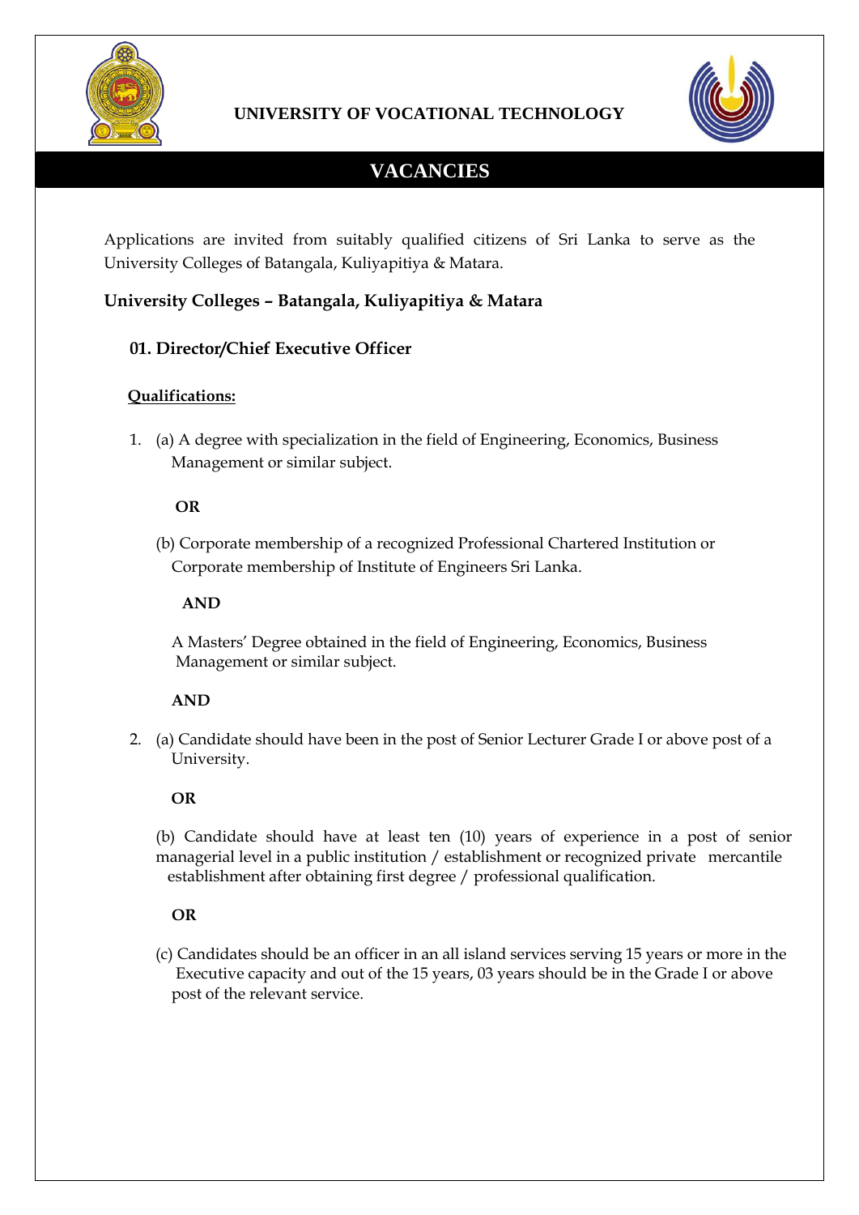**UNIVERSITY OF VOCATIONAL TECHNOLOGY**

# VACANCIES

Applications are invited from suitably qualified citizens of Sri Lanka to serve as the University Colleges of Batangala, Kuliyapitiya & Matara.

## University Colleges – Batangala, Kuliyapitiya & Matara

### 01. Director/Chief Executive Officer

**Qualifications:**

1. (a) A degree with specialization in the field of Engineering, Economics, Business Management or similar subject.

   **OR**

   (b) Corporate membership of a recognized Professional Chartered Institution or Corporate membership of Institute of Engineers Sri Lanka.

   **AND**

   A Masters' Degree obtained in the field of Engineering, Economics, Business Management or similar subject.

   **AND**

2. (a) Candidate should have been in the post of Senior Lecturer Grade I or above post of a University.

   **OR**

   (b) Candidate should have at least ten (10) years of experience in a post of senior managerial level in a public institution / establishment or recognized private mercantile establishment after obtaining first degree / professional qualification.

   **OR**

   (c) Candidates should be an officer in an all island services serving 15 years or more in the Executive capacity and out of the 15 years, 03 years should be in the Grade I or above post of the relevant service.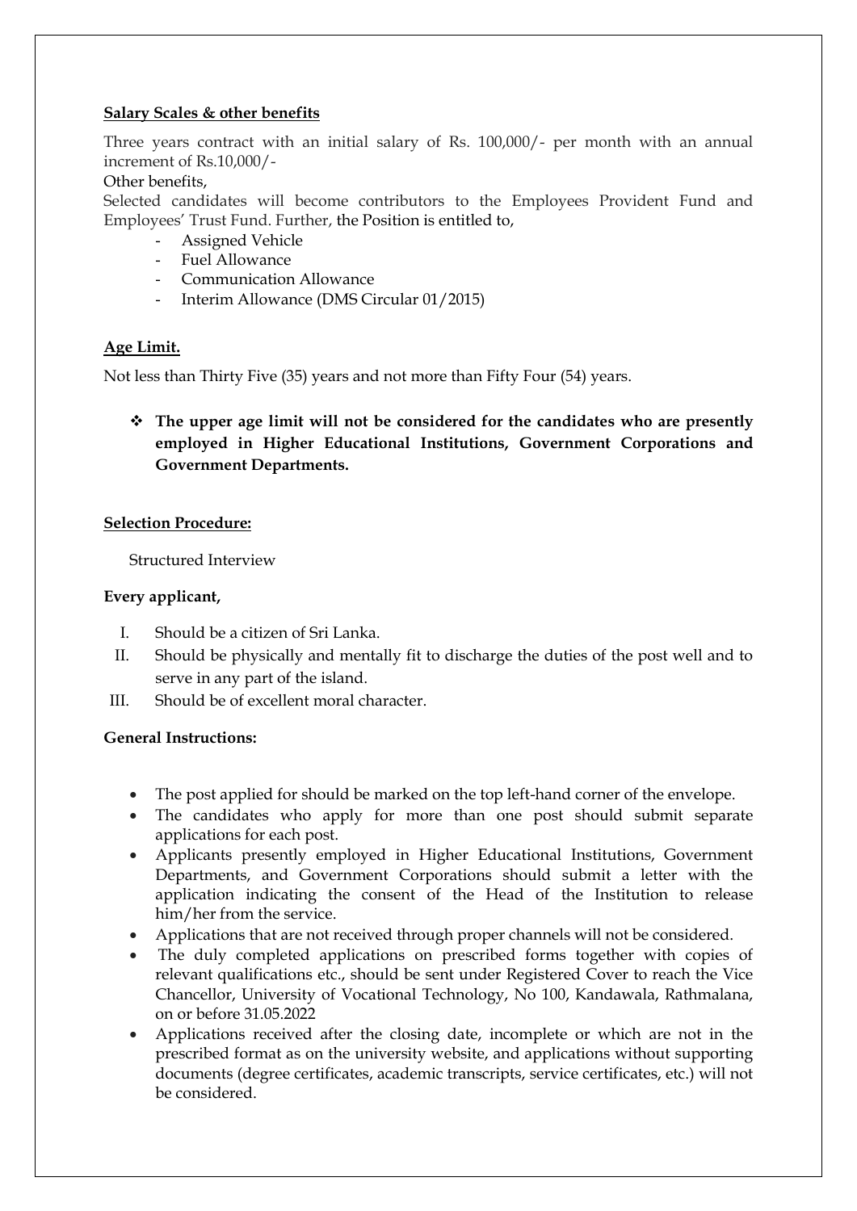**Salary Scales & other benefits**

Three years contract with an initial salary of Rs. 100,000/- per month with an annual increment of Rs.10,000/-

Other benefits,

Selected candidates will become contributors to the Employees Provident Fund and Employees' Trust Fund. Further, the Position is entitled to,

- Assigned Vehicle
- Fuel Allowance
- Communication Allowance
- Interim Allowance (DMS Circular 01/2015)

**Age Limit.**

Not less than Thirty Five (35) years and not more than Fifty Four (54) years.

- **The upper age limit will not be considered for the candidates who are presently employed in Higher Educational Institutions, Government Corporations and Government Departments.**

**Selection Procedure:**

Structured Interview

**Every applicant,**

I. Should be a citizen of Sri Lanka.
II. Should be physically and mentally fit to discharge the duties of the post well and to serve in any part of the island.
III. Should be of excellent moral character.

**General Instructions:**

- The post applied for should be marked on the top left-hand corner of the envelope.
- The candidates who apply for more than one post should submit separate applications for each post.
- Applicants presently employed in Higher Educational Institutions, Government Departments, and Government Corporations should submit a letter with the application indicating the consent of the Head of the Institution to release him/her from the service.
- Applications that are not received through proper channels will not be considered.
- The duly completed applications on prescribed forms together with copies of relevant qualifications etc., should be sent under Registered Cover to reach the Vice Chancellor, University of Vocational Technology, No 100, Kandawala, Rathmalana, on or before 31.05.2022
- Applications received after the closing date, incomplete or which are not in the prescribed format as on the university website, and applications without supporting documents (degree certificates, academic transcripts, service certificates, etc.) will not be considered.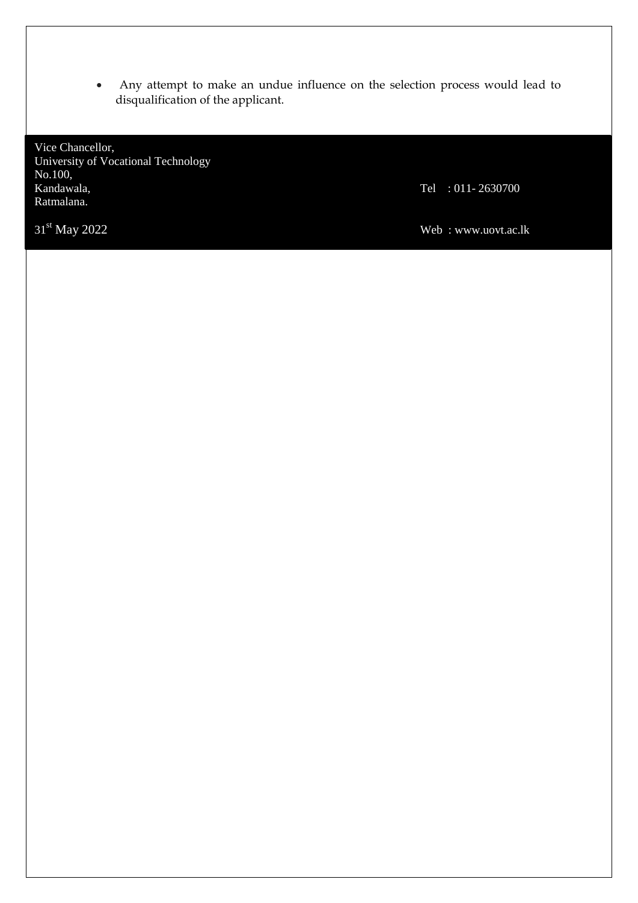- Any attempt to make an undue influence on the selection process would lead to disqualification of the applicant.

Vice Chancellor,
University of Vocational Technology
No.100,
Kandawala,
Ratmalana.

Tel : 011- 2630700

31st May 2022

Web : www.uovt.ac.lk